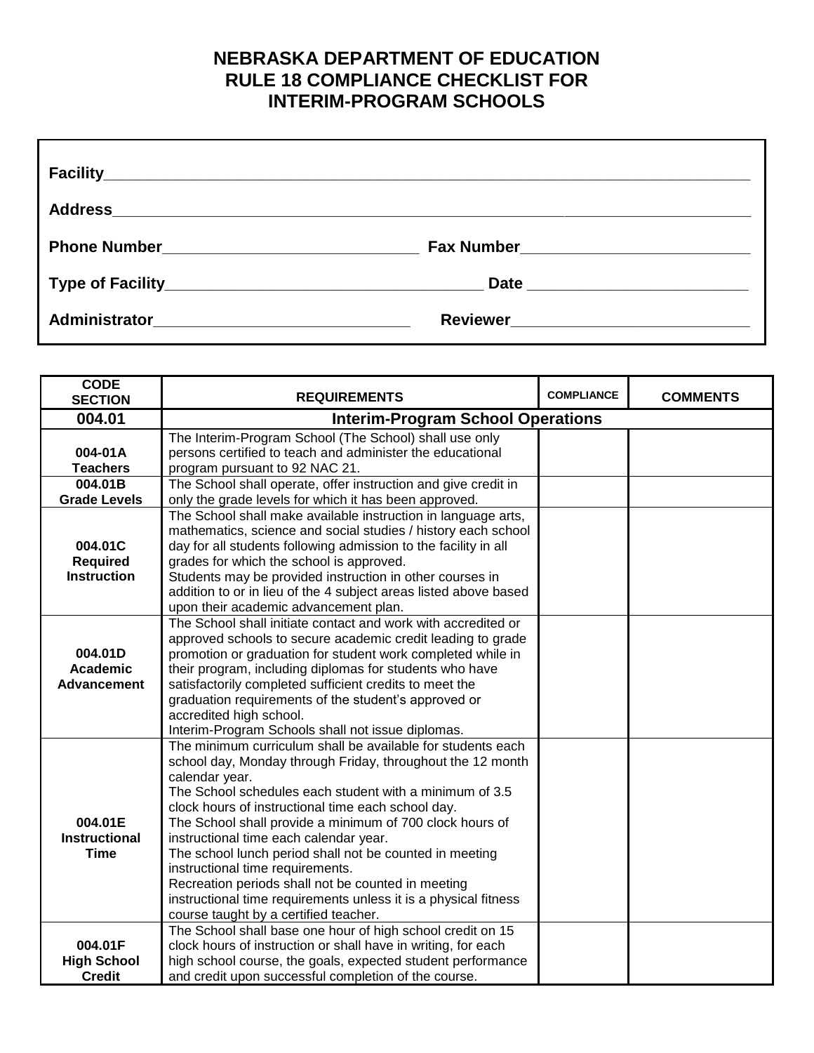# NEBRASKA DEPARTMENT OF EDUCATION
# RULE 18 COMPLIANCE CHECKLIST FOR INTERIM-PROGRAM SCHOOLS

**Facility**\_\_\_\_\_\_\_\_\_\_\_\_\_\_\_\_\_\_\_\_\_\_\_\_\_\_\_\_\_\_\_\_\_\_\_\_\_\_\_\_

**Address**\_\_\_\_\_\_\_\_\_\_\_\_\_\_\_\_\_\_\_\_\_\_\_\_\_\_\_\_\_\_\_\_\_\_\_\_\_\_\_\_

**Phone Number**\_\_\_\_\_\_\_\_\_\_\_\_\_\_\_\_\_\_\_\_ **Fax Number**\_\_\_\_\_\_\_\_\_\_\_\_\_\_\_\_\_\_\_\_

**Type of Facility**\_\_\_\_\_\_\_\_\_\_\_\_\_\_\_\_\_\_\_\_ **Date** \_\_\_\_\_\_\_\_\_\_\_\_\_\_\_\_\_\_\_\_

**Administrator**\_\_\_\_\_\_\_\_\_\_\_\_\_\_\_\_\_\_\_\_ **Reviewer**\_\_\_\_\_\_\_\_\_\_\_\_\_\_\_\_\_\_\_\_

| CODE SECTION | REQUIREMENTS | COMPLIANCE | COMMENTS |
|---|---|---|---|
| **004.01** | **Interim-Program School Operations** | | |
| **004-01A Teachers** | The Interim-Program School (The School) shall use only persons certified to teach and administer the educational program pursuant to 92 NAC 21. | | |
| **004.01B Grade Levels** | The School shall operate, offer instruction and give credit in only the grade levels for which it has been approved. | | |
| **004.01C Required Instruction** | The School shall make available instruction in language arts, mathematics, science and social studies / history each school day for all students following admission to the facility in all grades for which the school is approved.<br>Students may be provided instruction in other courses in addition to or in lieu of the 4 subject areas listed above based upon their academic advancement plan. | | |
| **004.01D Academic Advancement** | The School shall initiate contact and work with accredited or approved schools to secure academic credit leading to grade promotion or graduation for student work completed while in their program, including diplomas for students who have satisfactorily completed sufficient credits to meet the graduation requirements of the student's approved or accredited high school.<br>Interim-Program Schools shall not issue diplomas. | | |
| **004.01E Instructional Time** | The minimum curriculum shall be available for students each school day, Monday through Friday, throughout the 12 month calendar year.<br>The School schedules each student with a minimum of 3.5 clock hours of instructional time each school day.<br>The School shall provide a minimum of 700 clock hours of instructional time each calendar year.<br>The school lunch period shall not be counted in meeting instructional time requirements.<br>Recreation periods shall not be counted in meeting instructional time requirements unless it is a physical fitness course taught by a certified teacher. | | |
| **004.01F High School Credit** | The School shall base one hour of high school credit on 15 clock hours of instruction or shall have in writing, for each high school course, the goals, expected student performance and credit upon successful completion of the course. | | |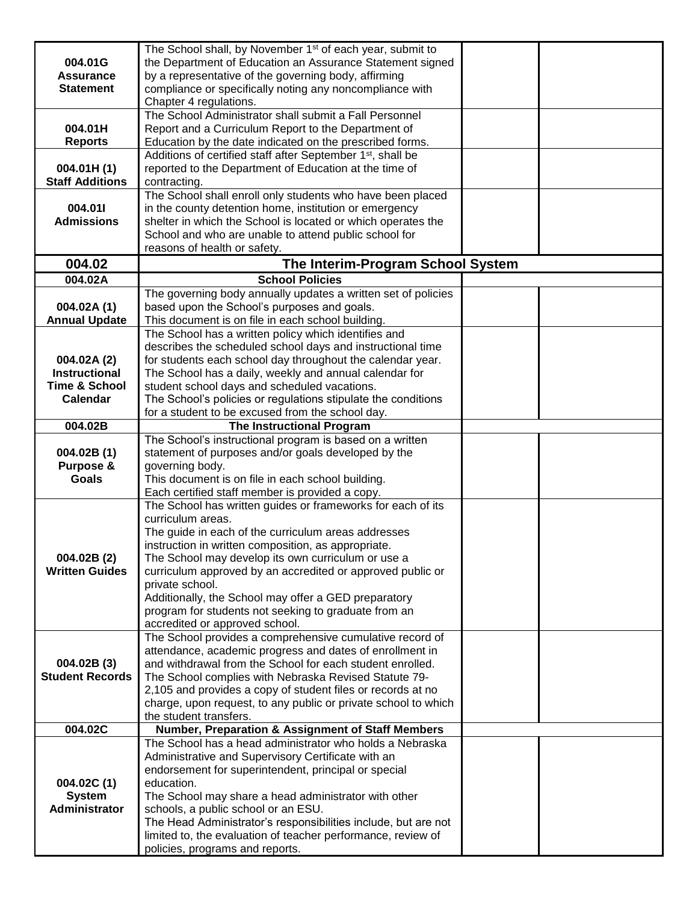| | | | |
|---|---|---|---|
| **004.01G Assurance Statement** | The School shall, by November 1st of each year, submit to the Department of Education an Assurance Statement signed by a representative of the governing body, affirming compliance or specifically noting any noncompliance with Chapter 4 regulations. | | |
| **004.01H Reports** | The School Administrator shall submit a Fall Personnel Report and a Curriculum Report to the Department of Education by the date indicated on the prescribed forms. | | |
| **004.01H (1) Staff Additions** | Additions of certified staff after September 1st, shall be reported to the Department of Education at the time of contracting. | | |
| **004.01I Admissions** | The School shall enroll only students who have been placed in the county detention home, institution or emergency shelter in which the School is located or which operates the School and who are unable to attend public school for reasons of health or safety. | | |
| **004.02** | **The Interim-Program School System** | | |
| **004.02A** | **School Policies** | | |
| **004.02A (1) Annual Update** | The governing body annually updates a written set of policies based upon the School's purposes and goals.<br>This document is on file in each school building. | | |
| **004.02A (2) Instructional Time & School Calendar** | The School has a written policy which identifies and describes the scheduled school days and instructional time for students each school day throughout the calendar year.<br>The School has a daily, weekly and annual calendar for student school days and scheduled vacations.<br>The School's policies or regulations stipulate the conditions for a student to be excused from the school day. | | |
| **004.02B** | **The Instructional Program** | | |
| **004.02B (1) Purpose & Goals** | The School's instructional program is based on a written statement of purposes and/or goals developed by the governing body.<br>This document is on file in each school building.<br>Each certified staff member is provided a copy. | | |
| **004.02B (2) Written Guides** | The School has written guides or frameworks for each of its curriculum areas.<br>The guide in each of the curriculum areas addresses instruction in written composition, as appropriate.<br>The School may develop its own curriculum or use a curriculum approved by an accredited or approved public or private school.<br>Additionally, the School may offer a GED preparatory program for students not seeking to graduate from an accredited or approved school. | | |
| **004.02B (3) Student Records** | The School provides a comprehensive cumulative record of attendance, academic progress and dates of enrollment in and withdrawal from the School for each student enrolled.<br>The School complies with Nebraska Revised Statute 79-2,105 and provides a copy of student files or records at no charge, upon request, to any public or private school to which the student transfers. | | |
| **004.02C** | **Number, Preparation & Assignment of Staff Members** | | |
| **004.02C (1) System Administrator** | The School has a head administrator who holds a Nebraska Administrative and Supervisory Certificate with an endorsement for superintendent, principal or special education.<br>The School may share a head administrator with other schools, a public school or an ESU.<br>The Head Administrator's responsibilities include, but are not limited to, the evaluation of teacher performance, review of policies, programs and reports. | | |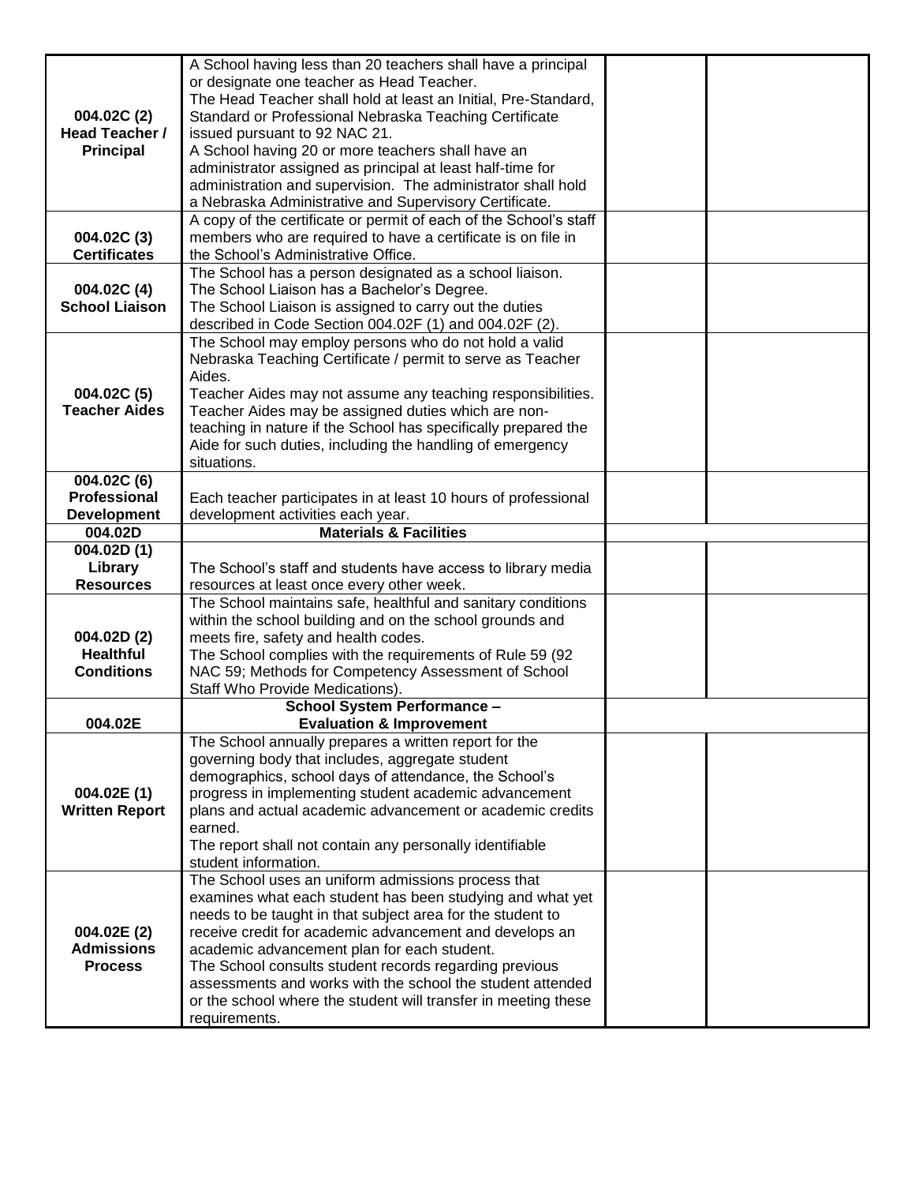| | | | |
|---|---|---|---|
| **004.02C (2) Head Teacher / Principal** | A School having less than 20 teachers shall have a principal or designate one teacher as Head Teacher.<br>The Head Teacher shall hold at least an Initial, Pre-Standard, Standard or Professional Nebraska Teaching Certificate issued pursuant to 92 NAC 21.<br>A School having 20 or more teachers shall have an administrator assigned as principal at least half-time for administration and supervision. The administrator shall hold a Nebraska Administrative and Supervisory Certificate. | | |
| **004.02C (3) Certificates** | A copy of the certificate or permit of each of the School's staff members who are required to have a certificate is on file in the School's Administrative Office. | | |
| **004.02C (4) School Liaison** | The School has a person designated as a school liaison.<br>The School Liaison has a Bachelor's Degree.<br>The School Liaison is assigned to carry out the duties described in Code Section 004.02F (1) and 004.02F (2). | | |
| **004.02C (5) Teacher Aides** | The School may employ persons who do not hold a valid Nebraska Teaching Certificate / permit to serve as Teacher Aides.<br>Teacher Aides may not assume any teaching responsibilities.<br>Teacher Aides may be assigned duties which are non-teaching in nature if the School has specifically prepared the Aide for such duties, including the handling of emergency situations. | | |
| **004.02C (6) Professional Development** | Each teacher participates in at least 10 hours of professional development activities each year. | | |
| **004.02D** | **Materials & Facilities** | | |
| **004.02D (1) Library Resources** | The School's staff and students have access to library media resources at least once every other week. | | |
| **004.02D (2) Healthful Conditions** | The School maintains safe, healthful and sanitary conditions within the school building and on the school grounds and meets fire, safety and health codes.<br>The School complies with the requirements of Rule 59 (92 NAC 59; Methods for Competency Assessment of School Staff Who Provide Medications). | | |
| **004.02E** | **School System Performance – Evaluation & Improvement** | | |
| **004.02E (1) Written Report** | The School annually prepares a written report for the governing body that includes, aggregate student demographics, school days of attendance, the School's progress in implementing student academic advancement plans and actual academic advancement or academic credits earned.<br>The report shall not contain any personally identifiable student information. | | |
| **004.02E (2) Admissions Process** | The School uses an uniform admissions process that examines what each student has been studying and what yet needs to be taught in that subject area for the student to receive credit for academic advancement and develops an academic advancement plan for each student.<br>The School consults student records regarding previous assessments and works with the school the student attended or the school where the student will transfer in meeting these requirements. | | |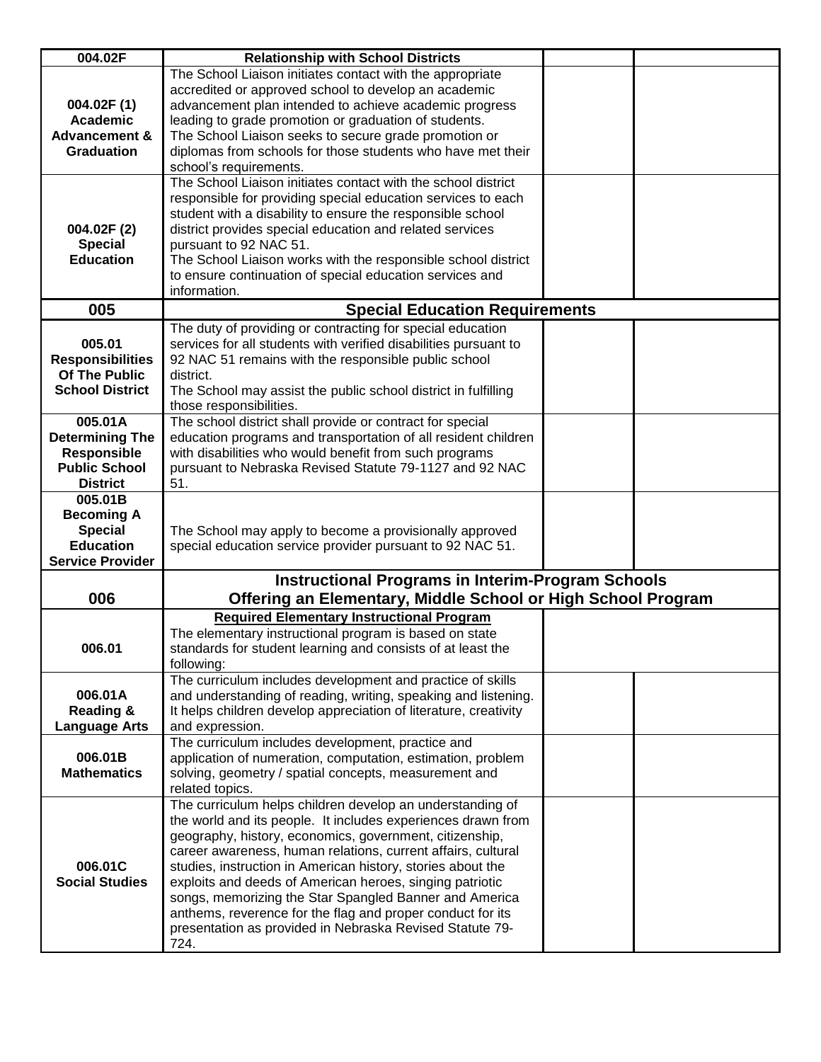| 004.02F | Relationship with School Districts | | |
|---|---|---|---|
| 004.02F (1) Academic Advancement & Graduation | The School Liaison initiates contact with the appropriate accredited or approved school to develop an academic advancement plan intended to achieve academic progress leading to grade promotion or graduation of students. The School Liaison seeks to secure grade promotion or diplomas from schools for those students who have met their school's requirements. | | |
| 004.02F (2) Special Education | The School Liaison initiates contact with the school district responsible for providing special education services to each student with a disability to ensure the responsible school district provides special education and related services pursuant to 92 NAC 51. The School Liaison works with the responsible school district to ensure continuation of special education services and information. | | |
| **005** | **Special Education Requirements** | | |
| 005.01 Responsibilities Of The Public School District | The duty of providing or contracting for special education services for all students with verified disabilities pursuant to 92 NAC 51 remains with the responsible public school district. The School may assist the public school district in fulfilling those responsibilities. | | |
| 005.01A Determining The Responsible Public School District | The school district shall provide or contract for special education programs and transportation of all resident children with disabilities who would benefit from such programs pursuant to Nebraska Revised Statute 79-1127 and 92 NAC 51. | | |
| 005.01B Becoming A Special Education Service Provider | The School may apply to become a provisionally approved special education service provider pursuant to 92 NAC 51. | | |
| **006** | **Instructional Programs in Interim-Program Schools Offering an Elementary, Middle School or High School Program** | | |
| 006.01 | **Required Elementary Instructional Program** The elementary instructional program is based on state standards for student learning and consists of at least the following: | | |
| 006.01A Reading & Language Arts | The curriculum includes development and practice of skills and understanding of reading, writing, speaking and listening. It helps children develop appreciation of literature, creativity and expression. | | |
| 006.01B Mathematics | The curriculum includes development, practice and application of numeration, computation, estimation, problem solving, geometry / spatial concepts, measurement and related topics. | | |
| 006.01C Social Studies | The curriculum helps children develop an understanding of the world and its people. It includes experiences drawn from geography, history, economics, government, citizenship, career awareness, human relations, current affairs, cultural studies, instruction in American history, stories about the exploits and deeds of American heroes, singing patriotic songs, memorizing the Star Spangled Banner and America anthems, reverence for the flag and proper conduct for its presentation as provided in Nebraska Revised Statute 79-724. | | |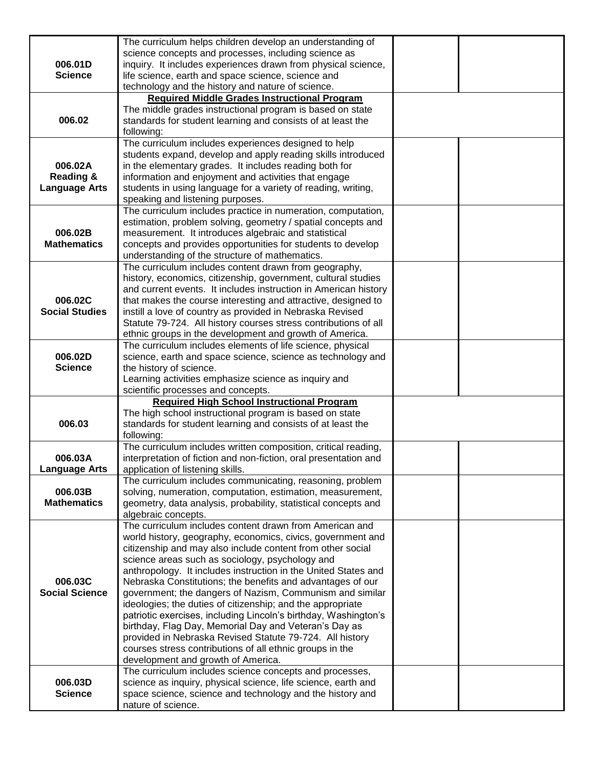| | | | |
|---|---|---|---|
| **006.01D Science** | The curriculum helps children develop an understanding of science concepts and processes, including science as inquiry. It includes experiences drawn from physical science, life science, earth and space science, science and technology and the history and nature of science. | | |
| **006.02** | **Required Middle Grades Instructional Program** The middle grades instructional program is based on state standards for student learning and consists of at least the following: | | |
| **006.02A Reading & Language Arts** | The curriculum includes experiences designed to help students expand, develop and apply reading skills introduced in the elementary grades. It includes reading both for information and enjoyment and activities that engage students in using language for a variety of reading, writing, speaking and listening purposes. | | |
| **006.02B Mathematics** | The curriculum includes practice in numeration, computation, estimation, problem solving, geometry / spatial concepts and measurement. It introduces algebraic and statistical concepts and provides opportunities for students to develop understanding of the structure of mathematics. | | |
| **006.02C Social Studies** | The curriculum includes content drawn from geography, history, economics, citizenship, government, cultural studies and current events. It includes instruction in American history that makes the course interesting and attractive, designed to instill a love of country as provided in Nebraska Revised Statute 79-724. All history courses stress contributions of all ethnic groups in the development and growth of America. | | |
| **006.02D Science** | The curriculum includes elements of life science, physical science, earth and space science, science as technology and the history of science. Learning activities emphasize science as inquiry and scientific processes and concepts. | | |
| **006.03** | **Required High School Instructional Program** The high school instructional program is based on state standards for student learning and consists of at least the following: | | |
| **006.03A Language Arts** | The curriculum includes written composition, critical reading, interpretation of fiction and non-fiction, oral presentation and application of listening skills. | | |
| **006.03B Mathematics** | The curriculum includes communicating, reasoning, problem solving, numeration, computation, estimation, measurement, geometry, data analysis, probability, statistical concepts and algebraic concepts. | | |
| **006.03C Social Science** | The curriculum includes content drawn from American and world history, geography, economics, civics, government and citizenship and may also include content from other social science areas such as sociology, psychology and anthropology. It includes instruction in the United States and Nebraska Constitutions; the benefits and advantages of our government; the dangers of Nazism, Communism and similar ideologies; the duties of citizenship; and the appropriate patriotic exercises, including Lincoln's birthday, Washington's birthday, Flag Day, Memorial Day and Veteran's Day as provided in Nebraska Revised Statute 79-724. All history courses stress contributions of all ethnic groups in the development and growth of America. | | |
| **006.03D Science** | The curriculum includes science concepts and processes, science as inquiry, physical science, life science, earth and space science, science and technology and the history and nature of science. | | |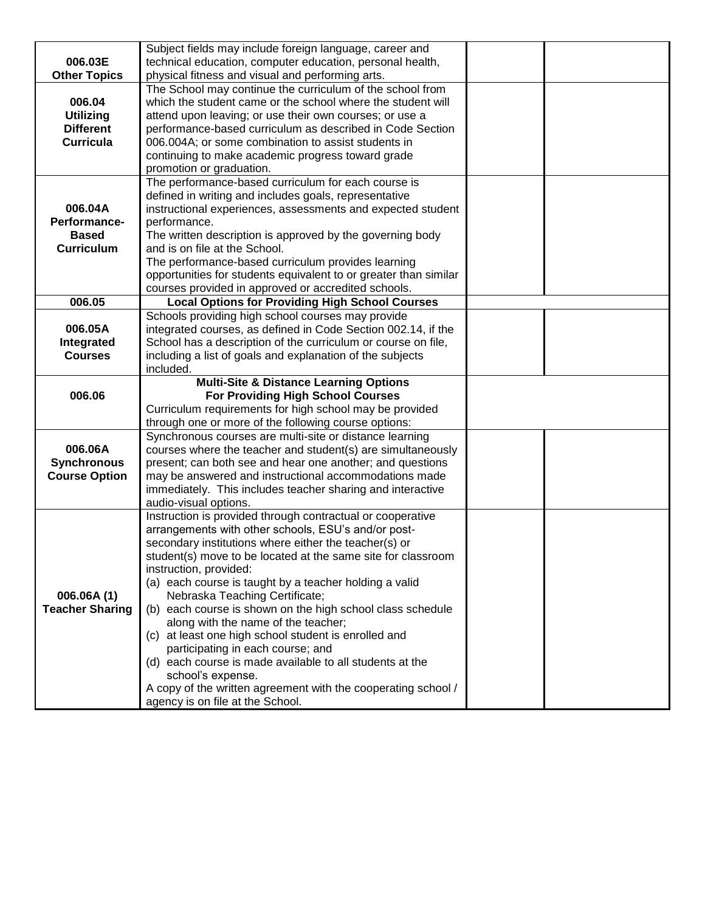| | | | |
|---|---|---|---|
| **006.03E Other Topics** | Subject fields may include foreign language, career and technical education, computer education, personal health, physical fitness and visual and performing arts. | | |
| **006.04 Utilizing Different Curricula** | The School may continue the curriculum of the school from which the student came or the school where the student will attend upon leaving; or use their own courses; or use a performance-based curriculum as described in Code Section 006.004A; or some combination to assist students in continuing to make academic progress toward grade promotion or graduation. | | |
| **006.04A Performance-Based Curriculum** | The performance-based curriculum for each course is defined in writing and includes goals, representative instructional experiences, assessments and expected student performance.<br>The written description is approved by the governing body and is on file at the School.<br>The performance-based curriculum provides learning opportunities for students equivalent to or greater than similar courses provided in approved or accredited schools. | | |
| **006.05** | **Local Options for Providing High School Courses** | | |
| **006.05A Integrated Courses** | Schools providing high school courses may provide integrated courses, as defined in Code Section 002.14, if the School has a description of the curriculum or course on file, including a list of goals and explanation of the subjects included. | | |
| **006.06** | **Multi-Site & Distance Learning Options For Providing High School Courses**<br>Curriculum requirements for high school may be provided through one or more of the following course options: | | |
| **006.06A Synchronous Course Option** | Synchronous courses are multi-site or distance learning courses where the teacher and student(s) are simultaneously present; can both see and hear one another; and questions may be answered and instructional accommodations made immediately. This includes teacher sharing and interactive audio-visual options. | | |
| **006.06A (1) Teacher Sharing** | Instruction is provided through contractual or cooperative arrangements with other schools, ESU's and/or post-secondary institutions where either the teacher(s) or student(s) move to be located at the same site for classroom instruction, provided:<br>(a) each course is taught by a teacher holding a valid Nebraska Teaching Certificate;<br>(b) each course is shown on the high school class schedule along with the name of the teacher;<br>(c) at least one high school student is enrolled and participating in each course; and<br>(d) each course is made available to all students at the school's expense.<br>A copy of the written agreement with the cooperating school / agency is on file at the School. | | |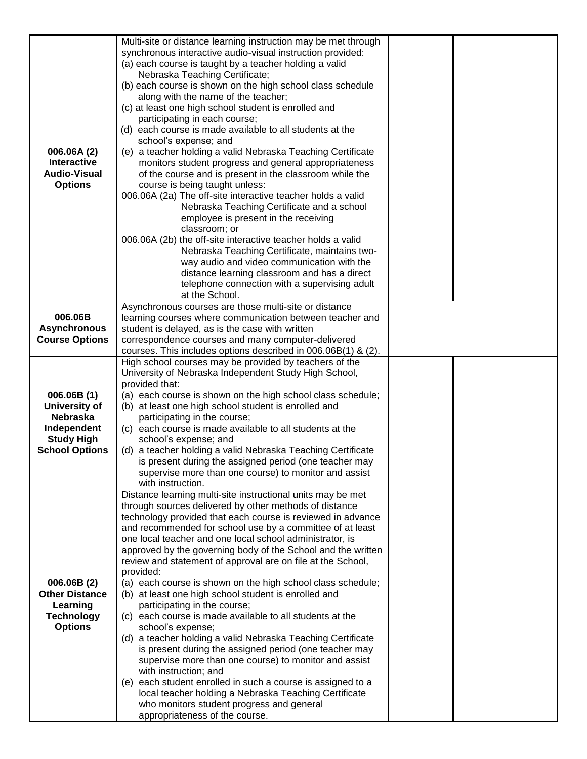| | | | |
|---|---|---|---|
| **006.06A (2) Interactive Audio-Visual Options** | Multi-site or distance learning instruction may be met through synchronous interactive audio-visual instruction provided:<br>(a) each course is taught by a teacher holding a valid Nebraska Teaching Certificate;<br>(b) each course is shown on the high school class schedule along with the name of the teacher;<br>(c) at least one high school student is enrolled and participating in each course;<br>(d) each course is made available to all students at the school's expense; and<br>(e) a teacher holding a valid Nebraska Teaching Certificate monitors student progress and general appropriateness of the course and is present in the classroom while the course is being taught unless:<br>006.06A (2a) The off-site interactive teacher holds a valid Nebraska Teaching Certificate and a school employee is present in the receiving classroom; or<br>006.06A (2b) the off-site interactive teacher holds a valid Nebraska Teaching Certificate, maintains two-way audio and video communication with the distance learning classroom and has a direct telephone connection with a supervising adult at the School. | | |
| **006.06B Asynchronous Course Options** | Asynchronous courses are those multi-site or distance learning courses where communication between teacher and student is delayed, as is the case with written correspondence courses and many computer-delivered courses. This includes options described in 006.06B(1) & (2). | | |
| **006.06B (1) University of Nebraska Independent Study High School Options** | High school courses may be provided by teachers of the University of Nebraska Independent Study High School, provided that:<br>(a) each course is shown on the high school class schedule;<br>(b) at least one high school student is enrolled and participating in the course;<br>(c) each course is made available to all students at the school's expense; and<br>(d) a teacher holding a valid Nebraska Teaching Certificate is present during the assigned period (one teacher may supervise more than one course) to monitor and assist with instruction. | | |
| **006.06B (2) Other Distance Learning Technology Options** | Distance learning multi-site instructional units may be met through sources delivered by other methods of distance technology provided that each course is reviewed in advance and recommended for school use by a committee of at least one local teacher and one local school administrator, is approved by the governing body of the School and the written review and statement of approval are on file at the School, provided:<br>(a) each course is shown on the high school class schedule;<br>(b) at least one high school student is enrolled and participating in the course;<br>(c) each course is made available to all students at the school's expense;<br>(d) a teacher holding a valid Nebraska Teaching Certificate is present during the assigned period (one teacher may supervise more than one course) to monitor and assist with instruction; and<br>(e) each student enrolled in such a course is assigned to a local teacher holding a Nebraska Teaching Certificate who monitors student progress and general appropriateness of the course. | | |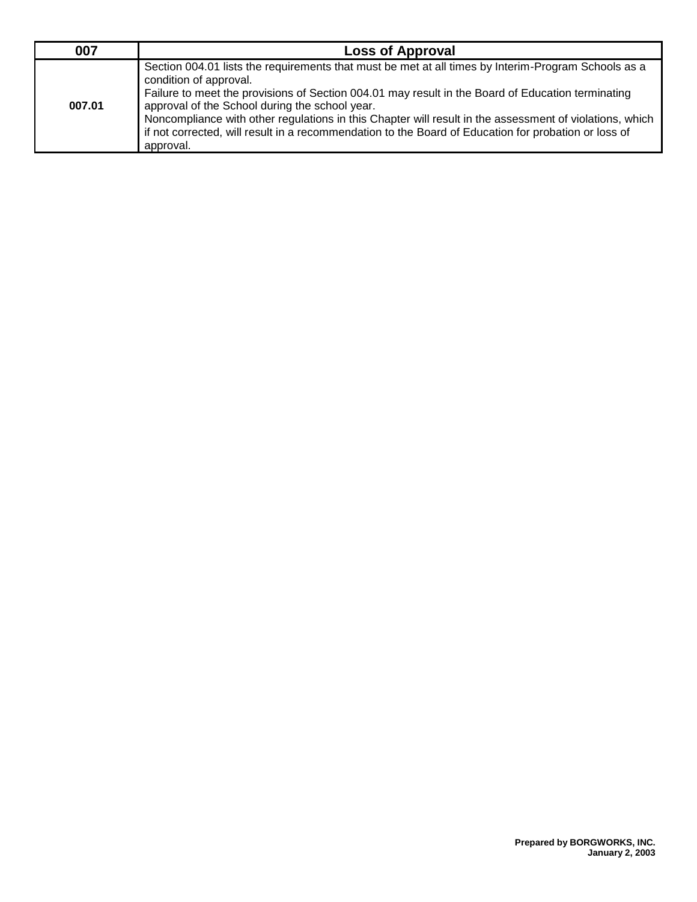| 007 | Loss of Approval |
|---|---|
| 007.01 | Section 004.01 lists the requirements that must be met at all times by Interim-Program Schools as a condition of approval.<br>Failure to meet the provisions of Section 004.01 may result in the Board of Education terminating approval of the School during the school year.<br>Noncompliance with other regulations in this Chapter will result in the assessment of violations, which if not corrected, will result in a recommendation to the Board of Education for probation or loss of approval. |

**Prepared by BORGWORKS, INC.**
**January 2, 2003**